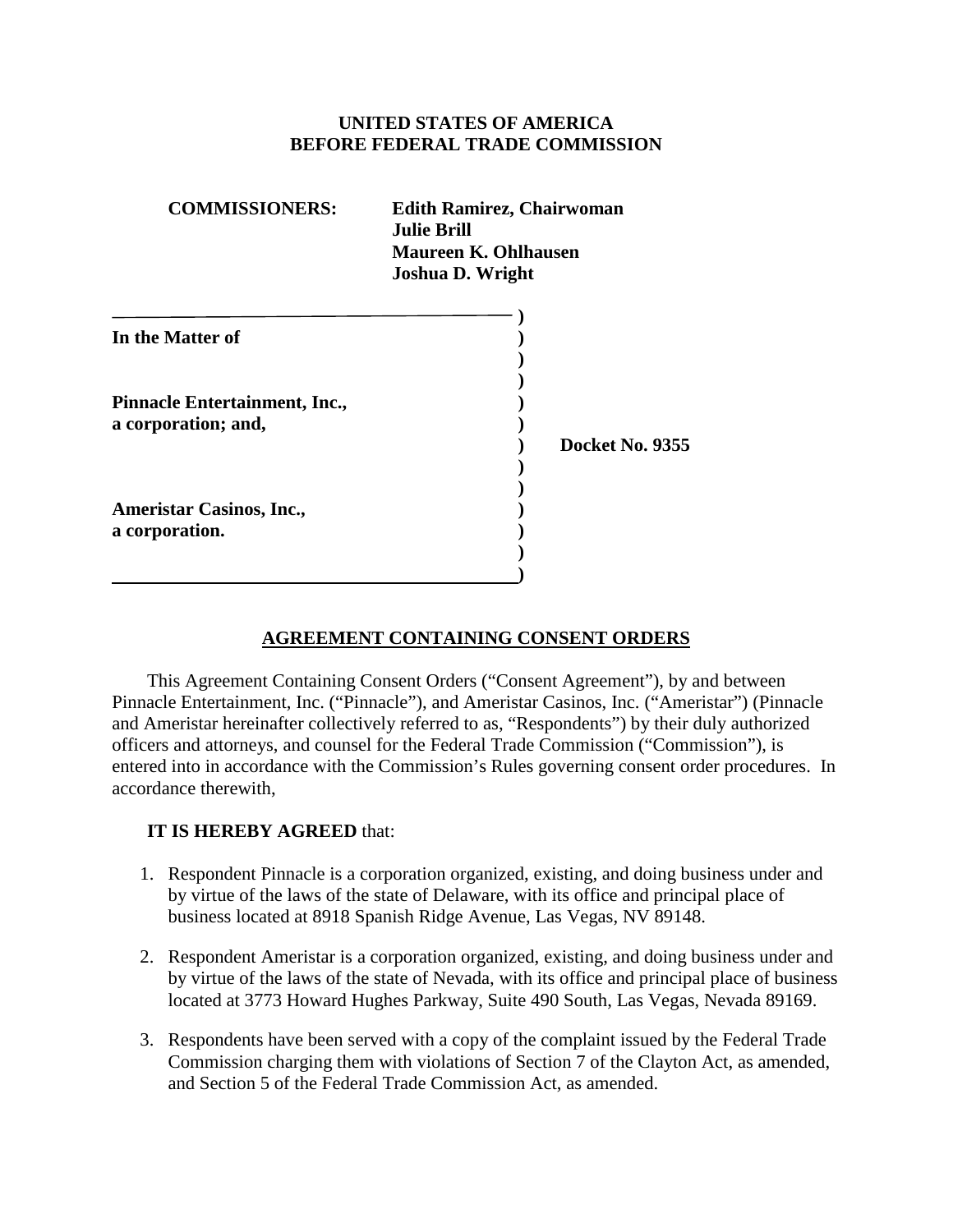**UNITED STATES OF AMERICA**
**BEFORE FEDERAL TRADE COMMISSION**

**COMMISSIONERS:** **Edith Ramirez, Chairwoman**
**Julie Brill**
**Maureen K. Ohlhausen**
**Joshua D. Wright**

| | |
|---|---|
| **In the Matter of** | |
| **Pinnacle Entertainment, Inc.,** **a corporation; and,** | **Docket No. 9355** |
| **Ameristar Casinos, Inc.,** **a corporation.** | |

## AGREEMENT CONTAINING CONSENT ORDERS

This Agreement Containing Consent Orders ("Consent Agreement"), by and between Pinnacle Entertainment, Inc. ("Pinnacle"), and Ameristar Casinos, Inc. ("Ameristar") (Pinnacle and Ameristar hereinafter collectively referred to as, "Respondents") by their duly authorized officers and attorneys, and counsel for the Federal Trade Commission ("Commission"), is entered into in accordance with the Commission's Rules governing consent order procedures. In accordance therewith,

**IT IS HEREBY AGREED** that:

1. Respondent Pinnacle is a corporation organized, existing, and doing business under and by virtue of the laws of the state of Delaware, with its office and principal place of business located at 8918 Spanish Ridge Avenue, Las Vegas, NV 89148.

2. Respondent Ameristar is a corporation organized, existing, and doing business under and by virtue of the laws of the state of Nevada, with its office and principal place of business located at 3773 Howard Hughes Parkway, Suite 490 South, Las Vegas, Nevada 89169.

3. Respondents have been served with a copy of the complaint issued by the Federal Trade Commission charging them with violations of Section 7 of the Clayton Act, as amended, and Section 5 of the Federal Trade Commission Act, as amended.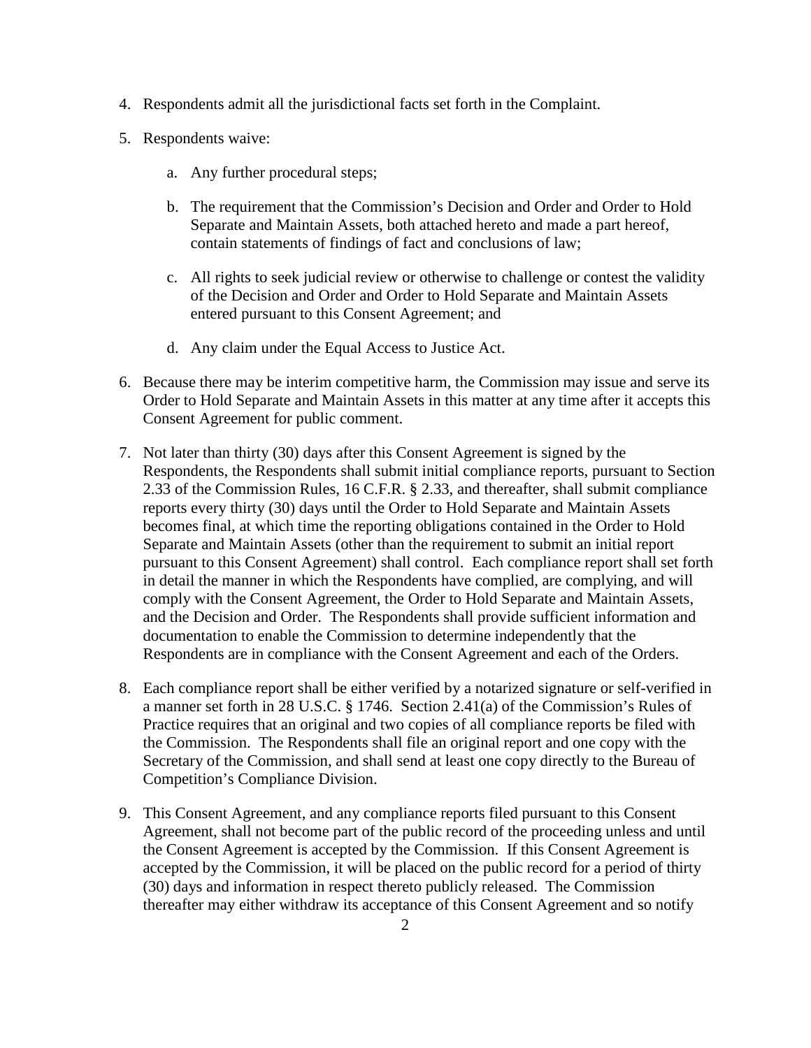4. Respondents admit all the jurisdictional facts set forth in the Complaint.

5. Respondents waive:

    a. Any further procedural steps;

    b. The requirement that the Commission's Decision and Order and Order to Hold Separate and Maintain Assets, both attached hereto and made a part hereof, contain statements of findings of fact and conclusions of law;

    c. All rights to seek judicial review or otherwise to challenge or contest the validity of the Decision and Order and Order to Hold Separate and Maintain Assets entered pursuant to this Consent Agreement; and

    d. Any claim under the Equal Access to Justice Act.

6. Because there may be interim competitive harm, the Commission may issue and serve its Order to Hold Separate and Maintain Assets in this matter at any time after it accepts this Consent Agreement for public comment.

7. Not later than thirty (30) days after this Consent Agreement is signed by the Respondents, the Respondents shall submit initial compliance reports, pursuant to Section 2.33 of the Commission Rules, 16 C.F.R. § 2.33, and thereafter, shall submit compliance reports every thirty (30) days until the Order to Hold Separate and Maintain Assets becomes final, at which time the reporting obligations contained in the Order to Hold Separate and Maintain Assets (other than the requirement to submit an initial report pursuant to this Consent Agreement) shall control. Each compliance report shall set forth in detail the manner in which the Respondents have complied, are complying, and will comply with the Consent Agreement, the Order to Hold Separate and Maintain Assets, and the Decision and Order. The Respondents shall provide sufficient information and documentation to enable the Commission to determine independently that the Respondents are in compliance with the Consent Agreement and each of the Orders.

8. Each compliance report shall be either verified by a notarized signature or self-verified in a manner set forth in 28 U.S.C. § 1746. Section 2.41(a) of the Commission's Rules of Practice requires that an original and two copies of all compliance reports be filed with the Commission. The Respondents shall file an original report and one copy with the Secretary of the Commission, and shall send at least one copy directly to the Bureau of Competition's Compliance Division.

9. This Consent Agreement, and any compliance reports filed pursuant to this Consent Agreement, shall not become part of the public record of the proceeding unless and until the Consent Agreement is accepted by the Commission. If this Consent Agreement is accepted by the Commission, it will be placed on the public record for a period of thirty (30) days and information in respect thereto publicly released. The Commission thereafter may either withdraw its acceptance of this Consent Agreement and so notify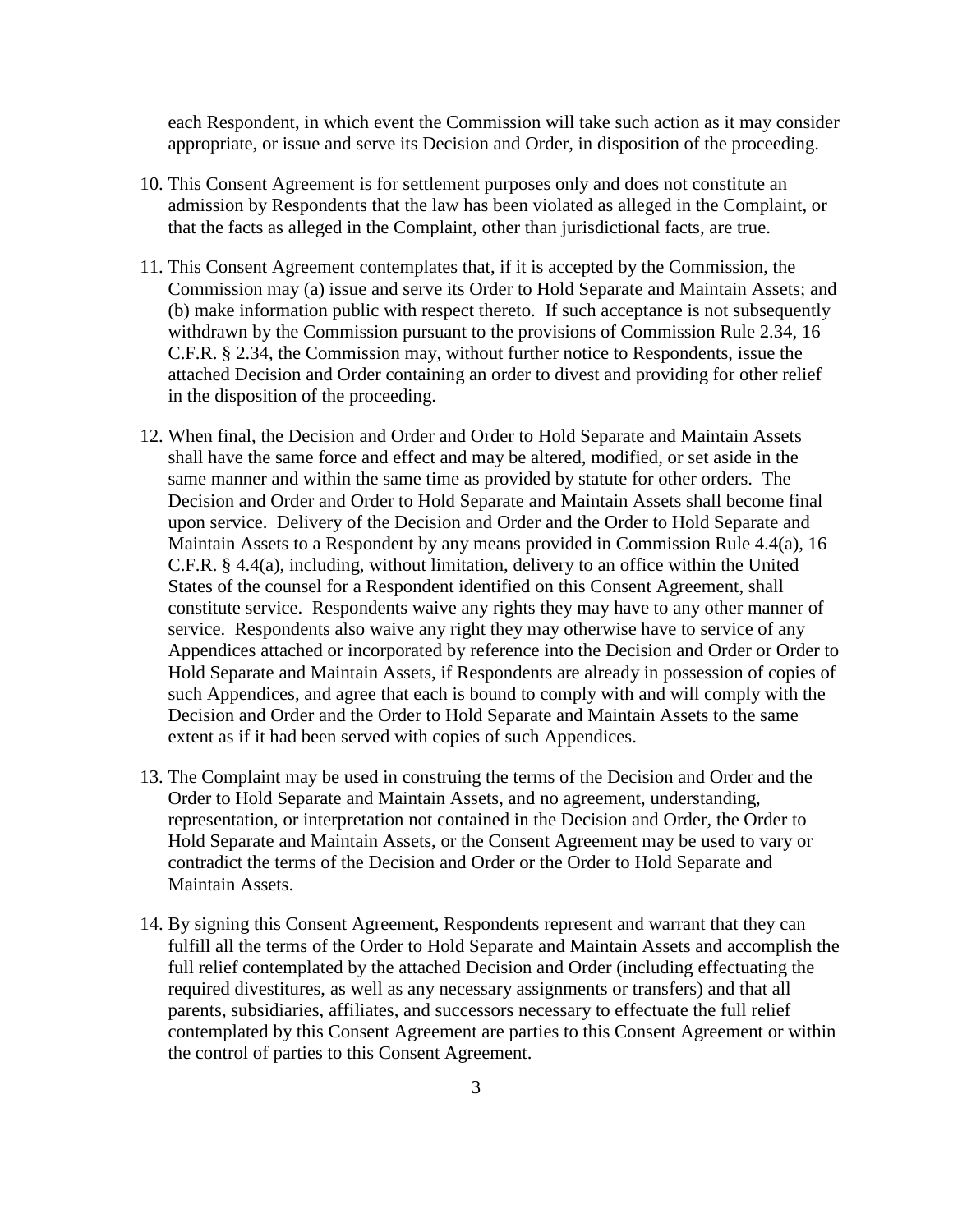each Respondent, in which event the Commission will take such action as it may consider appropriate, or issue and serve its Decision and Order, in disposition of the proceeding.

10. This Consent Agreement is for settlement purposes only and does not constitute an admission by Respondents that the law has been violated as alleged in the Complaint, or that the facts as alleged in the Complaint, other than jurisdictional facts, are true.

11. This Consent Agreement contemplates that, if it is accepted by the Commission, the Commission may (a) issue and serve its Order to Hold Separate and Maintain Assets; and (b) make information public with respect thereto. If such acceptance is not subsequently withdrawn by the Commission pursuant to the provisions of Commission Rule 2.34, 16 C.F.R. § 2.34, the Commission may, without further notice to Respondents, issue the attached Decision and Order containing an order to divest and providing for other relief in the disposition of the proceeding.

12. When final, the Decision and Order and Order to Hold Separate and Maintain Assets shall have the same force and effect and may be altered, modified, or set aside in the same manner and within the same time as provided by statute for other orders. The Decision and Order and Order to Hold Separate and Maintain Assets shall become final upon service. Delivery of the Decision and Order and the Order to Hold Separate and Maintain Assets to a Respondent by any means provided in Commission Rule 4.4(a), 16 C.F.R. § 4.4(a), including, without limitation, delivery to an office within the United States of the counsel for a Respondent identified on this Consent Agreement, shall constitute service. Respondents waive any rights they may have to any other manner of service. Respondents also waive any right they may otherwise have to service of any Appendices attached or incorporated by reference into the Decision and Order or Order to Hold Separate and Maintain Assets, if Respondents are already in possession of copies of such Appendices, and agree that each is bound to comply with and will comply with the Decision and Order and the Order to Hold Separate and Maintain Assets to the same extent as if it had been served with copies of such Appendices.

13. The Complaint may be used in construing the terms of the Decision and Order and the Order to Hold Separate and Maintain Assets, and no agreement, understanding, representation, or interpretation not contained in the Decision and Order, the Order to Hold Separate and Maintain Assets, or the Consent Agreement may be used to vary or contradict the terms of the Decision and Order or the Order to Hold Separate and Maintain Assets.

14. By signing this Consent Agreement, Respondents represent and warrant that they can fulfill all the terms of the Order to Hold Separate and Maintain Assets and accomplish the full relief contemplated by the attached Decision and Order (including effectuating the required divestitures, as well as any necessary assignments or transfers) and that all parents, subsidiaries, affiliates, and successors necessary to effectuate the full relief contemplated by this Consent Agreement are parties to this Consent Agreement or within the control of parties to this Consent Agreement.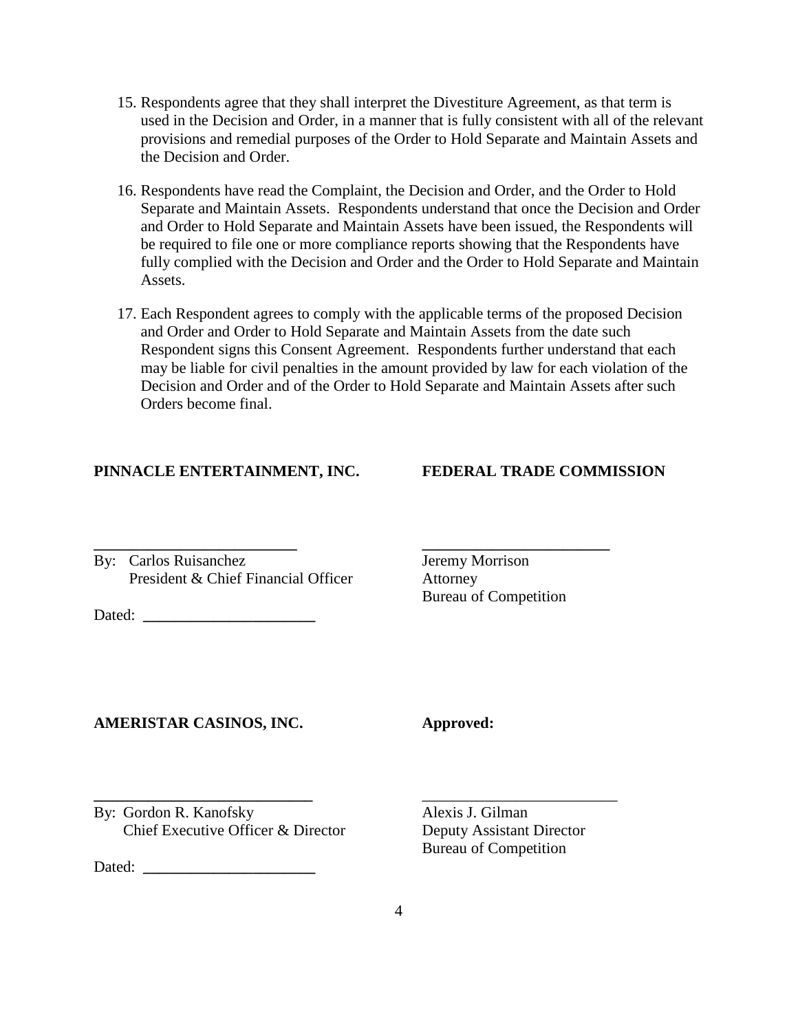15. Respondents agree that they shall interpret the Divestiture Agreement, as that term is used in the Decision and Order, in a manner that is fully consistent with all of the relevant provisions and remedial purposes of the Order to Hold Separate and Maintain Assets and the Decision and Order.

16. Respondents have read the Complaint, the Decision and Order, and the Order to Hold Separate and Maintain Assets. Respondents understand that once the Decision and Order and Order to Hold Separate and Maintain Assets have been issued, the Respondents will be required to file one or more compliance reports showing that the Respondents have fully complied with the Decision and Order and the Order to Hold Separate and Maintain Assets.

17. Each Respondent agrees to comply with the applicable terms of the proposed Decision and Order and Order to Hold Separate and Maintain Assets from the date such Respondent signs this Consent Agreement. Respondents further understand that each may be liable for civil penalties in the amount provided by law for each violation of the Decision and Order and of the Order to Hold Separate and Maintain Assets after such Orders become final.

**PINNACLE ENTERTAINMENT, INC.**

\_\_\_\_\_\_\_\_\_\_\_\_\_\_\_\_\_\_\_\_\_\_\_\_\_\_

By: Carlos Ruisanchez
President & Chief Financial Officer

Dated: \_\_\_\_\_\_\_\_\_\_\_\_\_\_\_\_\_\_\_\_\_\_

**FEDERAL TRADE COMMISSION**

\_\_\_\_\_\_\_\_\_\_\_\_\_\_\_\_\_\_\_\_\_\_\_\_

Jeremy Morrison
Attorney
Bureau of Competition

**AMERISTAR CASINOS, INC.**

\_\_\_\_\_\_\_\_\_\_\_\_\_\_\_\_\_\_\_\_\_\_\_\_\_\_\_\_

By: Gordon R. Kanofsky
Chief Executive Officer & Director

Dated: \_\_\_\_\_\_\_\_\_\_\_\_\_\_\_\_\_\_\_\_\_\_

**Approved:**

\_\_\_\_\_\_\_\_\_\_\_\_\_\_\_\_\_\_\_\_\_\_\_\_\_\_

Alexis J. Gilman
Deputy Assistant Director
Bureau of Competition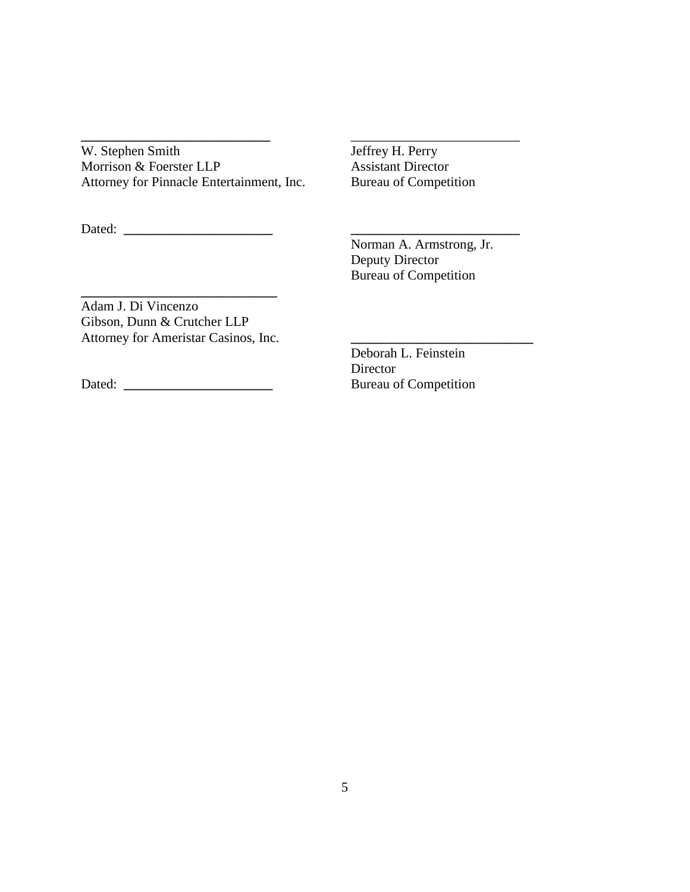\_\_\_\_\_\_\_\_\_\_\_\_\_\_\_\_\_\_\_\_\_\_\_\_\_\_\_\_
W. Stephen Smith
Morrison & Foerster LLP
Attorney for Pinnacle Entertainment, Inc.

Dated: \_\_\_\_\_\_\_\_\_\_\_\_\_\_\_\_\_\_\_\_\_\_

\_\_\_\_\_\_\_\_\_\_\_\_\_\_\_\_\_\_\_\_\_\_\_\_\_\_\_\_
Adam J. Di Vincenzo
Gibson, Dunn & Crutcher LLP
Attorney for Ameristar Casinos, Inc.

Dated: \_\_\_\_\_\_\_\_\_\_\_\_\_\_\_\_\_\_\_\_\_\_

\_\_\_\_\_\_\_\_\_\_\_\_\_\_\_\_\_\_\_\_\_\_\_\_\_
Jeffrey H. Perry
Assistant Director
Bureau of Competition

\_\_\_\_\_\_\_\_\_\_\_\_\_\_\_\_\_\_\_\_\_\_\_\_\_
Norman A. Armstrong, Jr.
Deputy Director
Bureau of Competition

\_\_\_\_\_\_\_\_\_\_\_\_\_\_\_\_\_\_\_\_\_\_\_\_\_\_\_
Deborah L. Feinstein
Director
Bureau of Competition